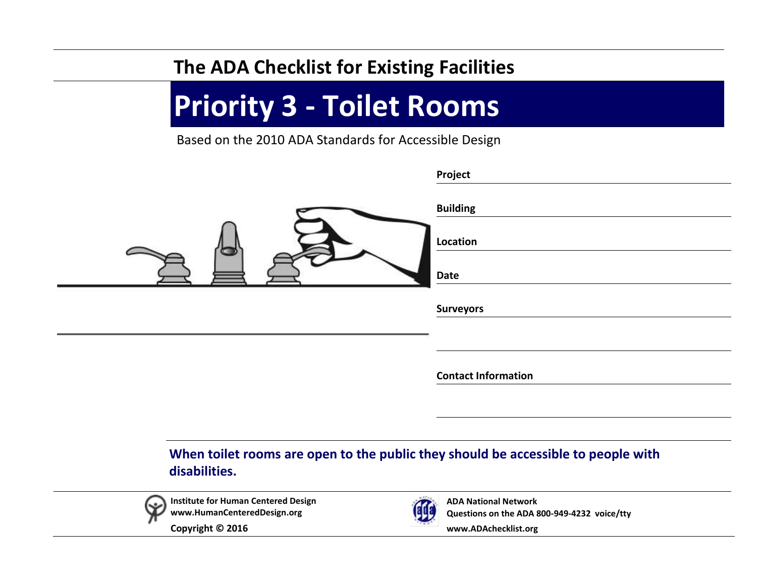The ADA Checklist for Existing Facilities

# Priority 3 - Toilet Rooms

Based on the 2010 ADA Standards for Accessible Design

**Project**

**Building**

**Location**

**Date**

**Surveyors**

**Contact Information**

**When toilet rooms are open to the public they should be accessible to people with disabilities.**

**Institute for Human Centered Design**
**www.HumanCenteredDesign.org**
**Copyright © 2016**

**ADA National Network**
**Questions on the ADA 800-949-4232 voice/tty**
**www.ADAchecklist.org**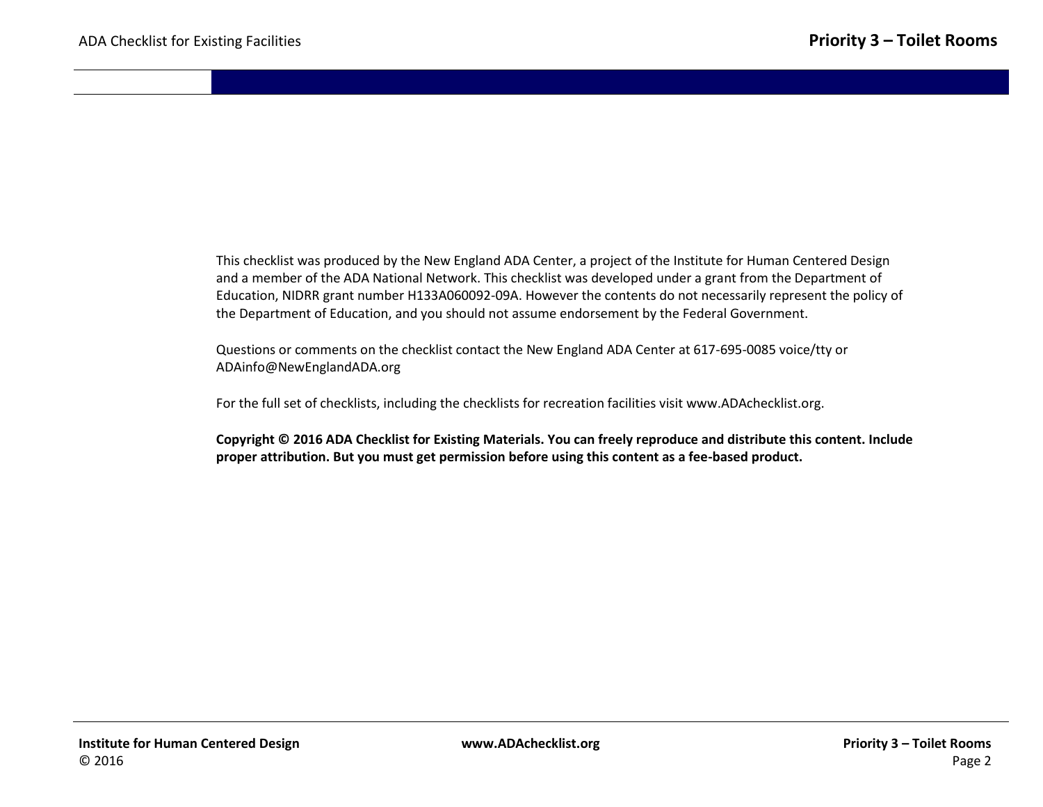This checklist was produced by the New England ADA Center, a project of the Institute for Human Centered Design and a member of the ADA National Network. This checklist was developed under a grant from the Department of Education, NIDRR grant number H133A060092-09A. However the contents do not necessarily represent the policy of the Department of Education, and you should not assume endorsement by the Federal Government.

Questions or comments on the checklist contact the New England ADA Center at 617-695-0085 voice/tty or ADAinfo@NewEnglandADA.org

For the full set of checklists, including the checklists for recreation facilities visit www.ADAchecklist.org.

**Copyright © 2016 ADA Checklist for Existing Materials. You can freely reproduce and distribute this content. Include proper attribution. But you must get permission before using this content as a fee-based product.**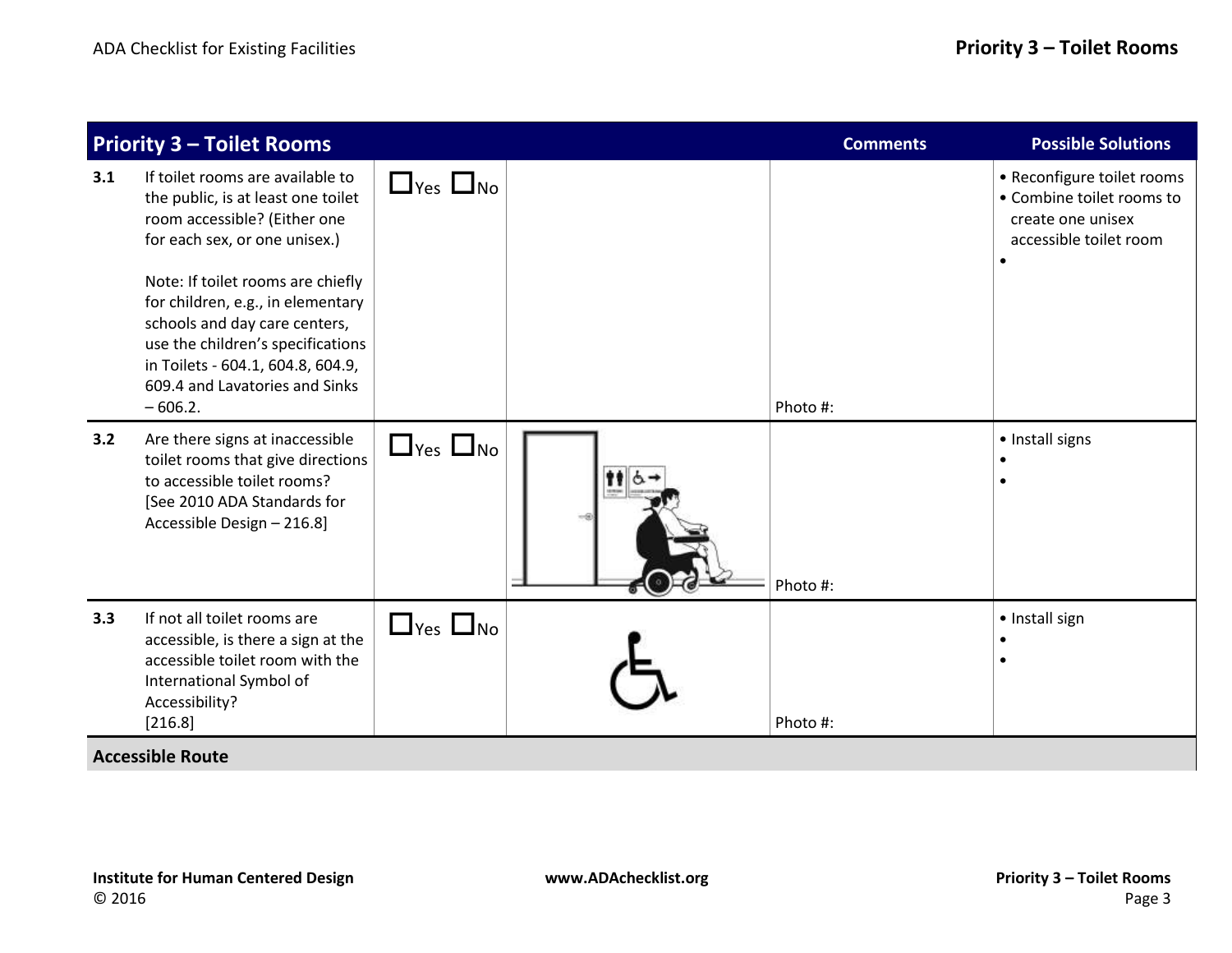| Priority 3 – Toilet Rooms | | | | Comments | Possible Solutions |
|---|---|---|---|---|---|
| 3.1 | If toilet rooms are available to the public, is at least one toilet room accessible? (Either one for each sex, or one unisex.)<br><br>Note: If toilet rooms are chiefly for children, e.g., in elementary schools and day care centers, use the children's specifications in Toilets - 604.1, 604.8, 604.9, 609.4 and Lavatories and Sinks – 606.2. | ☐Yes ☐No | | Photo #: | • Reconfigure toilet rooms<br>• Combine toilet rooms to create one unisex accessible toilet room<br>• |
| 3.2 | Are there signs at inaccessible toilet rooms that give directions to accessible toilet rooms? [See 2010 ADA Standards for Accessible Design – 216.8] | ☐Yes ☐No | | Photo #: | • Install signs<br>•<br>• |
| 3.3 | If not all toilet rooms are accessible, is there a sign at the accessible toilet room with the International Symbol of Accessibility? [216.8] | ☐Yes ☐No | | Photo #: | • Install sign<br>•<br>• |
| **Accessible Route** | | | | | |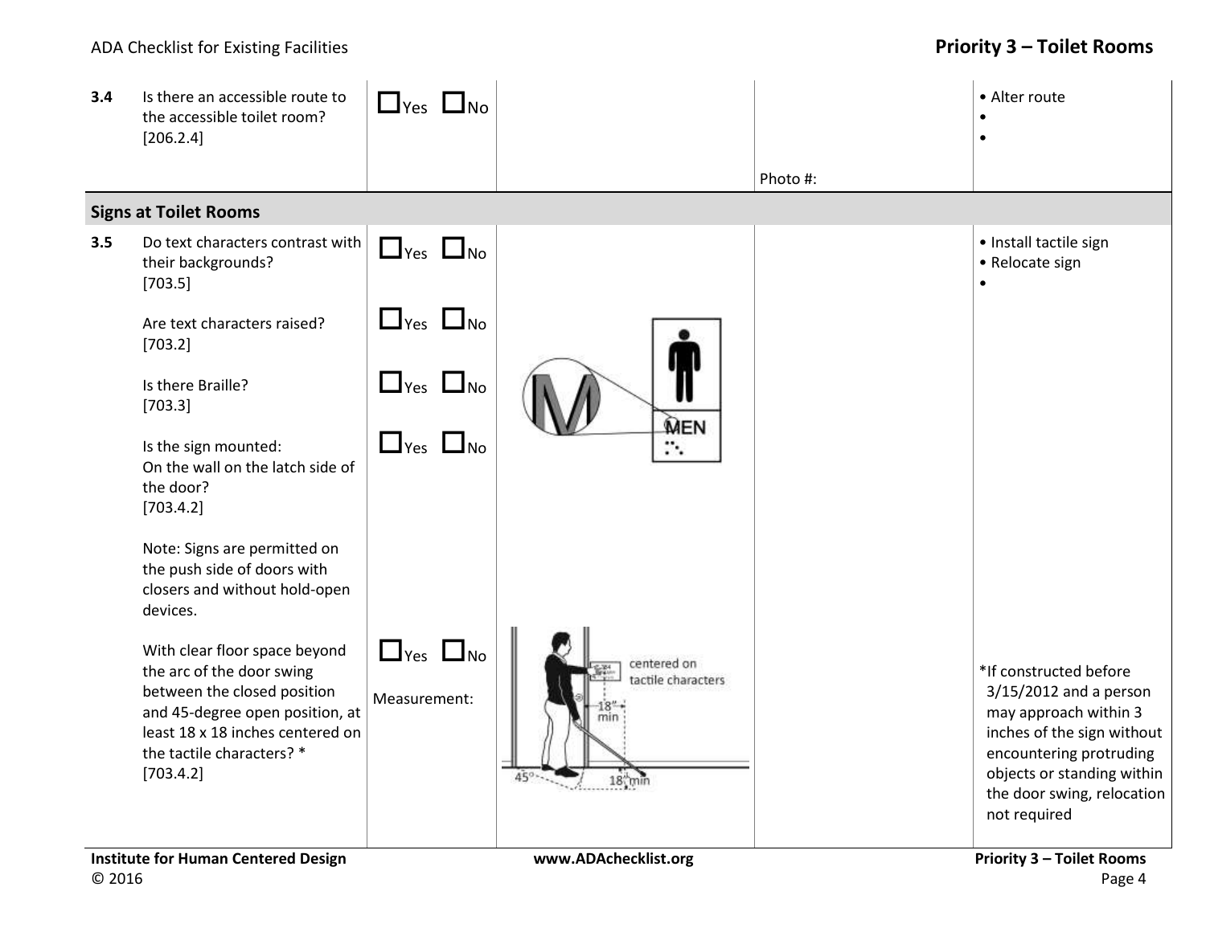| | | | | | |
|---|---|---|---|---|---|
| **3.4** | Is there an accessible route to the accessible toilet room? [206.2.4] | ☐Yes ☐No | | Photo #: | • Alter route<br>•<br>• |
| **Signs at Toilet Rooms** | | | | | |
| **3.5** | Do text characters contrast with their backgrounds? [703.5] | ☐Yes ☐No | | | • Install tactile sign<br>• Relocate sign<br>• |
| | Are text characters raised? [703.2] | ☐Yes ☐No | | | |
| | Is there Braille? [703.3] | ☐Yes ☐No | | | |
| | Is the sign mounted: On the wall on the latch side of the door? [703.4.2]<br><br>Note: Signs are permitted on the push side of doors with closers and without hold-open devices. | ☐Yes ☐No | | | |
| | With clear floor space beyond the arc of the door swing between the closed position and 45-degree open position, at least 18 x 18 inches centered on the tactile characters? * [703.4.2] | ☐Yes ☐No<br><br>Measurement: | centered on tactile characters<br>18" min<br>18" min<br>45° | | *If constructed before 3/15/2012 and a person may approach within 3 inches of the sign without encountering protruding objects or standing within the door swing, relocation not required |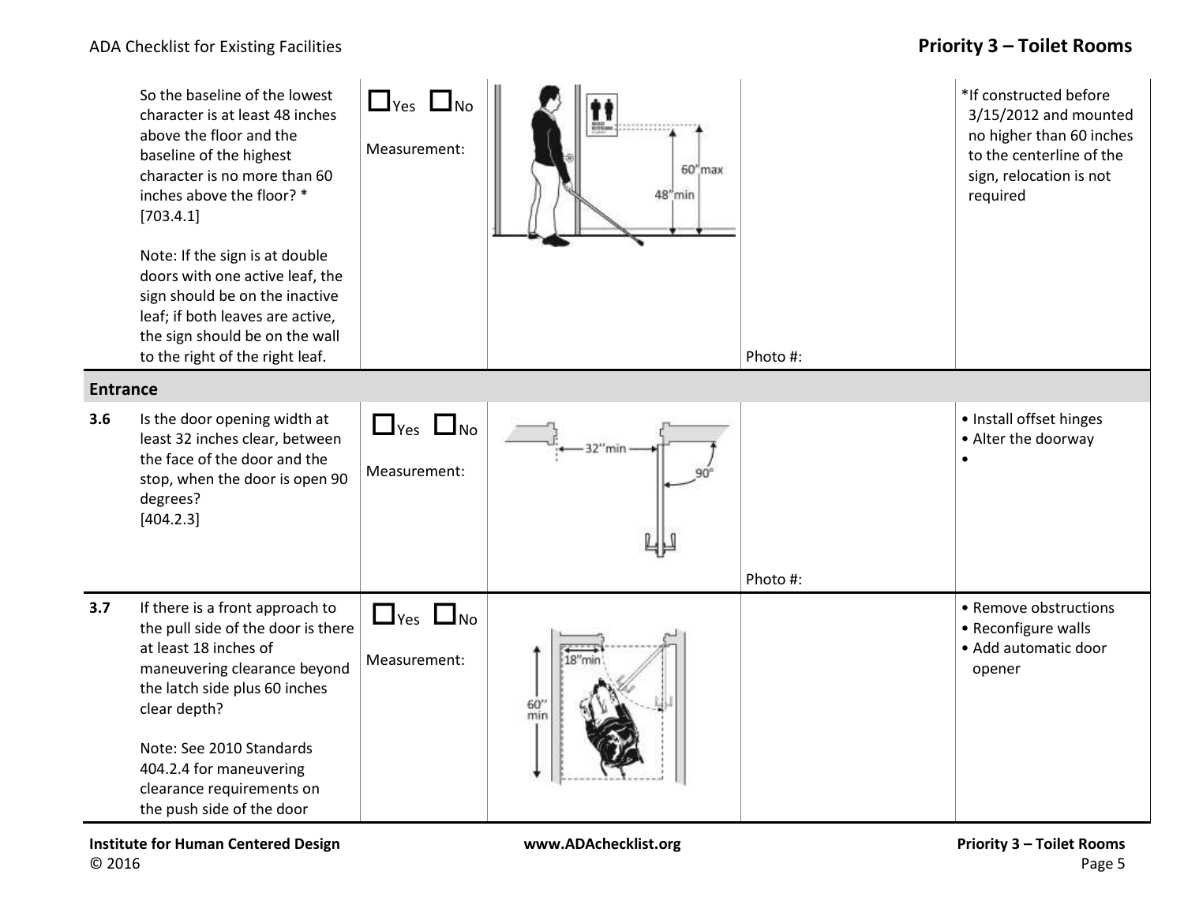| | Question | Yes/No | Illustration | Photo | Possible Solutions |
|---|---|---|---|---|---|
| | So the baseline of the lowest character is at least 48 inches above the floor and the baseline of the highest character is no more than 60 inches above the floor? * [703.4.1]<br><br>Note: If the sign is at double doors with one active leaf, the sign should be on the inactive leaf; if both leaves are active, the sign should be on the wall to the right of the right leaf. | ☐Yes ☐No<br><br>Measurement: | 60" max<br>48" min | Photo #: | *If constructed before 3/15/2012 and mounted no higher than 60 inches to the centerline of the sign, relocation is not required |
| **Entrance** | | | | | |
| **3.6** | Is the door opening width at least 32 inches clear, between the face of the door and the stop, when the door is open 90 degrees? [404.2.3] | ☐Yes ☐No<br><br>Measurement: | 32" min<br>90° | Photo #: | • Install offset hinges<br>• Alter the doorway<br>• |
| **3.7** | If there is a front approach to the pull side of the door is there at least 18 inches of maneuvering clearance beyond the latch side plus 60 inches clear depth?<br><br>Note: See 2010 Standards 404.2.4 for maneuvering clearance requirements on the push side of the door | ☐Yes ☐No<br><br>Measurement: | 18" min<br>60" min | | • Remove obstructions<br>• Reconfigure walls<br>• Add automatic door opener |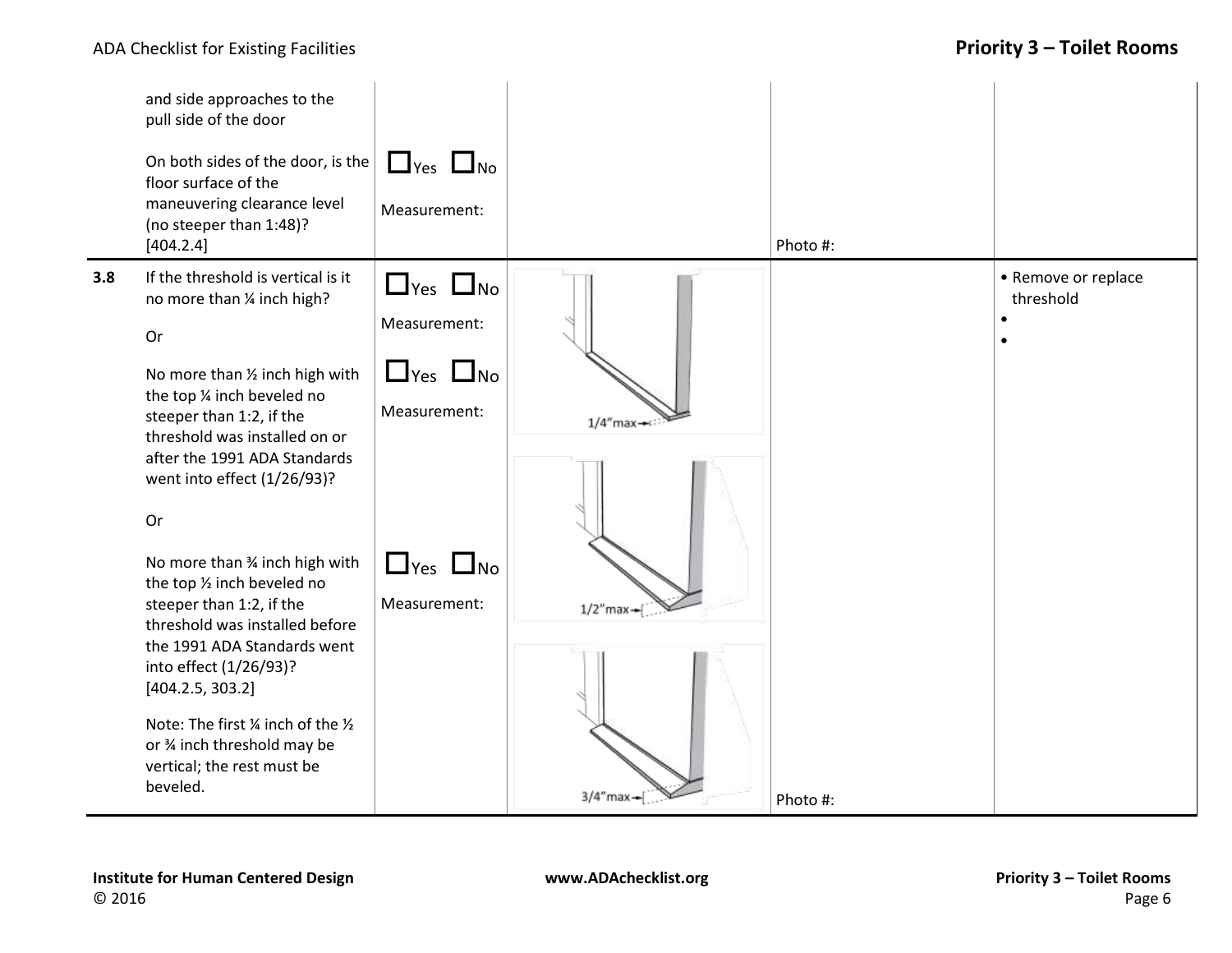| | | | | | |
|---|---|---|---|---|---|
| | and side approaches to the pull side of the door<br><br>On both sides of the door, is the floor surface of the maneuvering clearance level (no steeper than 1:48)? [404.2.4] | ☐Yes ☐No<br><br>Measurement: | | Photo #: | |
| **3.8** | If the threshold is vertical is it no more than ¼ inch high?<br><br>Or<br><br>No more than ½ inch high with the top ¼ inch beveled no steeper than 1:2, if the threshold was installed on or after the 1991 ADA Standards went into effect (1/26/93)?<br><br>Or<br><br>No more than ¾ inch high with the top ½ inch beveled no steeper than 1:2, if the threshold was installed before the 1991 ADA Standards went into effect (1/26/93)? [404.2.5, 303.2]<br><br>Note: The first ¼ inch of the ½ or ¾ inch threshold may be vertical; the rest must be beveled. | ☐Yes ☐No<br><br>Measurement:<br><br>☐Yes ☐No<br><br>Measurement:<br><br>☐Yes ☐No<br><br>Measurement: | 1/4"max<br><br>1/2"max<br><br>3/4"max | Photo #: | • Remove or replace threshold<br>•<br>• |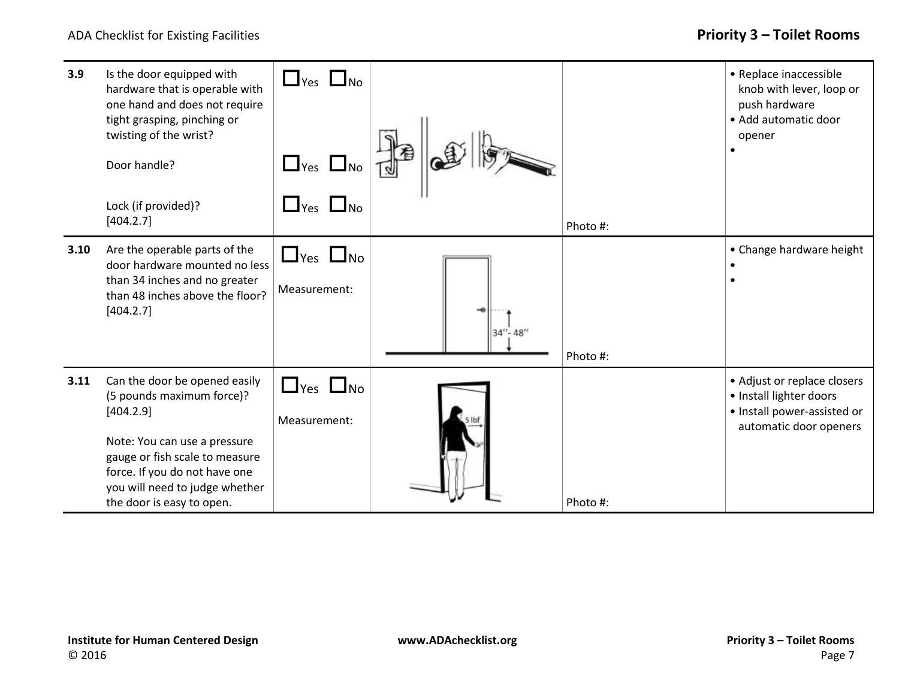| | | | | | |
|---|---|---|---|---|---|
| 3.9 | Is the door equipped with hardware that is operable with one hand and does not require tight grasping, pinching or twisting of the wrist?<br><br>Door handle?<br><br>Lock (if provided)?<br>[404.2.7] | ☐Yes ☐No<br><br>☐Yes ☐No<br><br>☐Yes ☐No | | Photo #: | • Replace inaccessible knob with lever, loop or push hardware<br>• Add automatic door opener<br>• |
| 3.10 | Are the operable parts of the door hardware mounted no less than 34 inches and no greater than 48 inches above the floor?<br>[404.2.7] | ☐Yes ☐No<br><br>Measurement: | 34"- 48" | Photo #: | • Change hardware height<br>•<br>• |
| 3.11 | Can the door be opened easily (5 pounds maximum force)?<br>[404.2.9]<br><br>Note: You can use a pressure gauge or fish scale to measure force. If you do not have one you will need to judge whether the door is easy to open. | ☐Yes ☐No<br><br>Measurement: | 5 lbf | Photo #: | • Adjust or replace closers<br>• Install lighter doors<br>• Install power-assisted or automatic door openers |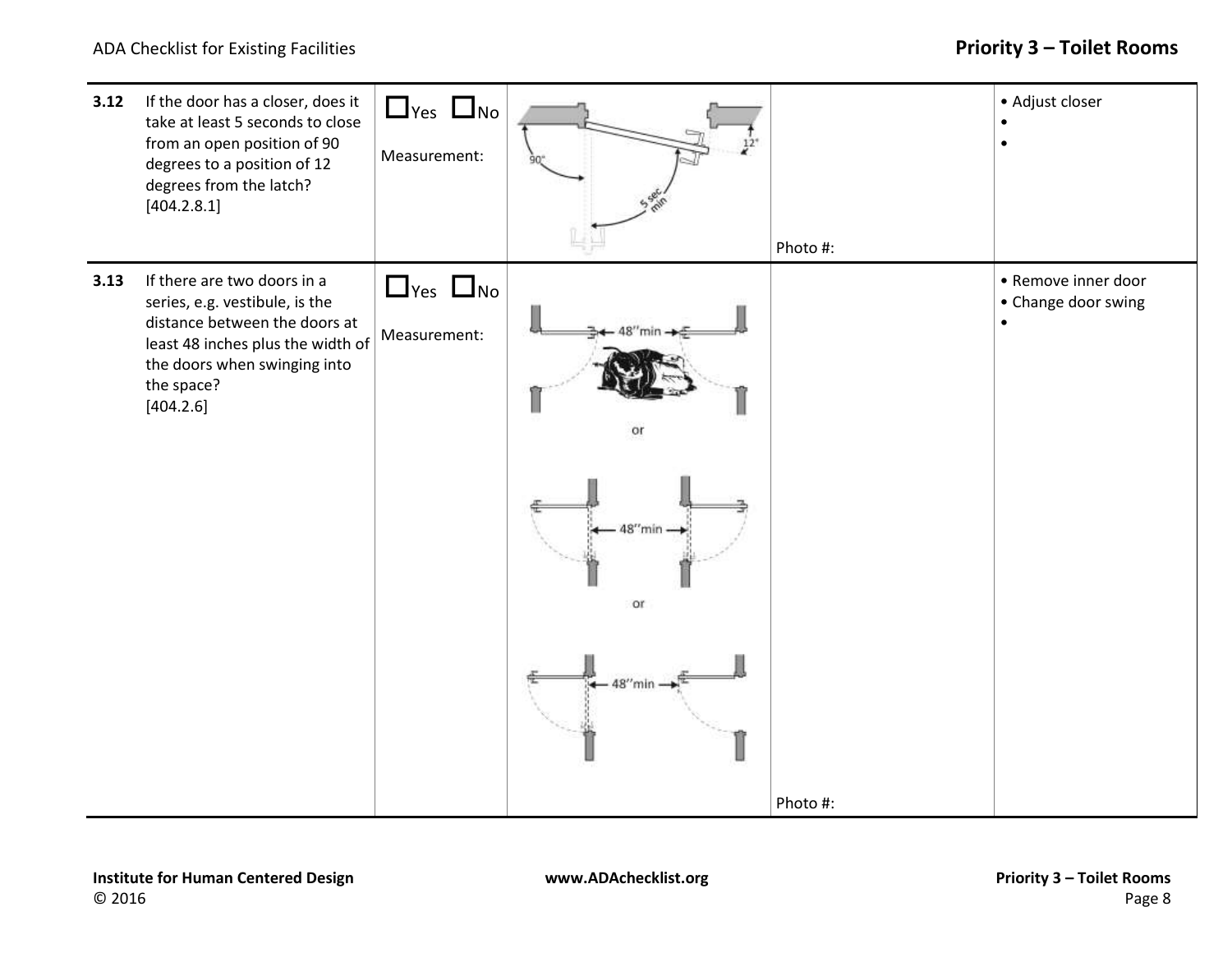| | Question | Yes/No | Illustration | Notes | Possible Solutions |
|---|---|---|---|---|---|
| 3.12 | If the door has a closer, does it take at least 5 seconds to close from an open position of 90 degrees to a position of 12 degrees from the latch? [404.2.8.1] | ☐Yes ☐No<br>Measurement: | 90°, 12°, 5 sec min | Photo #: | • Adjust closer<br>•<br>• |
| 3.13 | If there are two doors in a series, e.g. vestibule, is the distance between the doors at least 48 inches plus the width of the doors when swinging into the space? [404.2.6] | ☐Yes ☐No<br>Measurement: | 48" min<br>or<br>48" min<br>or<br>48" min | Photo #: | • Remove inner door<br>• Change door swing<br>• |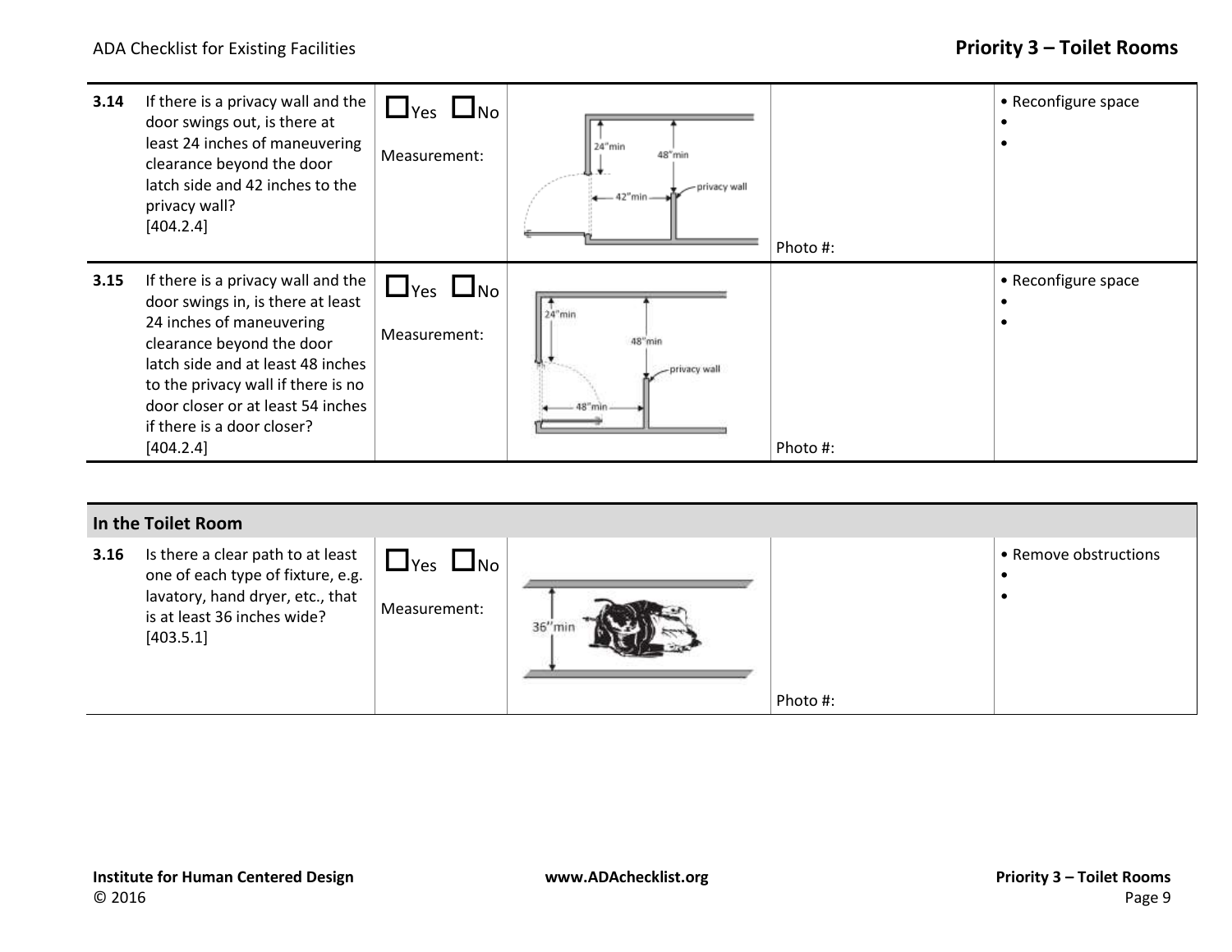| | | | | | |
|---|---|---|---|---|---|
| **3.14** | If there is a privacy wall and the door swings out, is there at least 24 inches of maneuvering clearance beyond the door latch side and 42 inches to the privacy wall? [404.2.4] | ☐Yes ☐No<br>Measurement: | 24"min<br>48"min<br>42"min<br>privacy wall | Photo #: | • Reconfigure space<br>•<br>• |
| **3.15** | If there is a privacy wall and the door swings in, is there at least 24 inches of maneuvering clearance beyond the door latch side and at least 48 inches to the privacy wall if there is no door closer or at least 54 inches if there is a door closer? [404.2.4] | ☐Yes ☐No<br>Measurement: | 24"min<br>48"min<br>privacy wall<br>48"min | Photo #: | • Reconfigure space<br>•<br>• |

| **In the Toilet Room** | | | | | |
|---|---|---|---|---|---|
| **3.16** | Is there a clear path to at least one of each type of fixture, e.g. lavatory, hand dryer, etc., that is at least 36 inches wide? [403.5.1] | ☐Yes ☐No<br>Measurement: | 36"min | Photo #: | • Remove obstructions<br>•<br>• |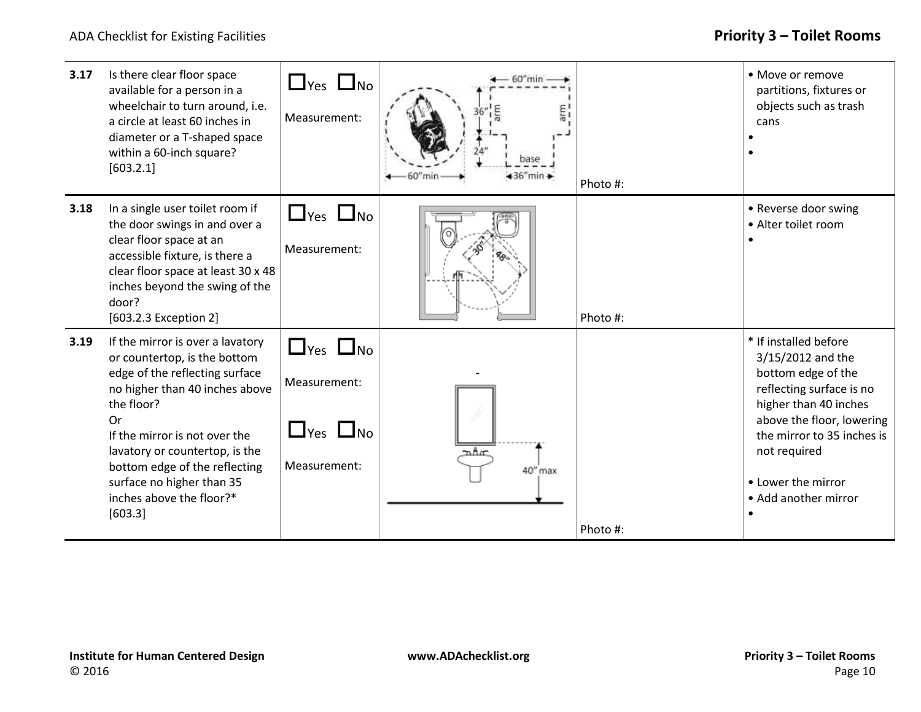## Priority 3 – Toilet Rooms

| | | | | | |
|---|---|---|---|---|---|
| **3.17** | Is there clear floor space available for a person in a wheelchair to turn around, i.e. a circle at least 60 inches in diameter or a T-shaped space within a 60-inch square? [603.2.1] | ☐Yes ☐No<br>Measurement: | | Photo #: | • Move or remove partitions, fixtures or objects such as trash cans<br>•<br>• |
| **3.18** | In a single user toilet room if the door swings in and over a clear floor space at an accessible fixture, is there a clear floor space at least 30 x 48 inches beyond the swing of the door? [603.2.3 Exception 2] | ☐Yes ☐No<br>Measurement: | | Photo #: | • Reverse door swing<br>• Alter toilet room<br>• |
| **3.19** | If the mirror is over a lavatory or countertop, is the bottom edge of the reflecting surface no higher than 40 inches above the floor?<br>Or<br>If the mirror is not over the lavatory or countertop, is the bottom edge of the reflecting surface no higher than 35 inches above the floor?* [603.3] | ☐Yes ☐No<br>Measurement:<br>☐Yes ☐No<br>Measurement: | | Photo #: | * If installed before 3/15/2012 and the bottom edge of the reflecting surface is no higher than 40 inches above the floor, lowering the mirror to 35 inches is not required<br>• Lower the mirror<br>• Add another mirror<br>• |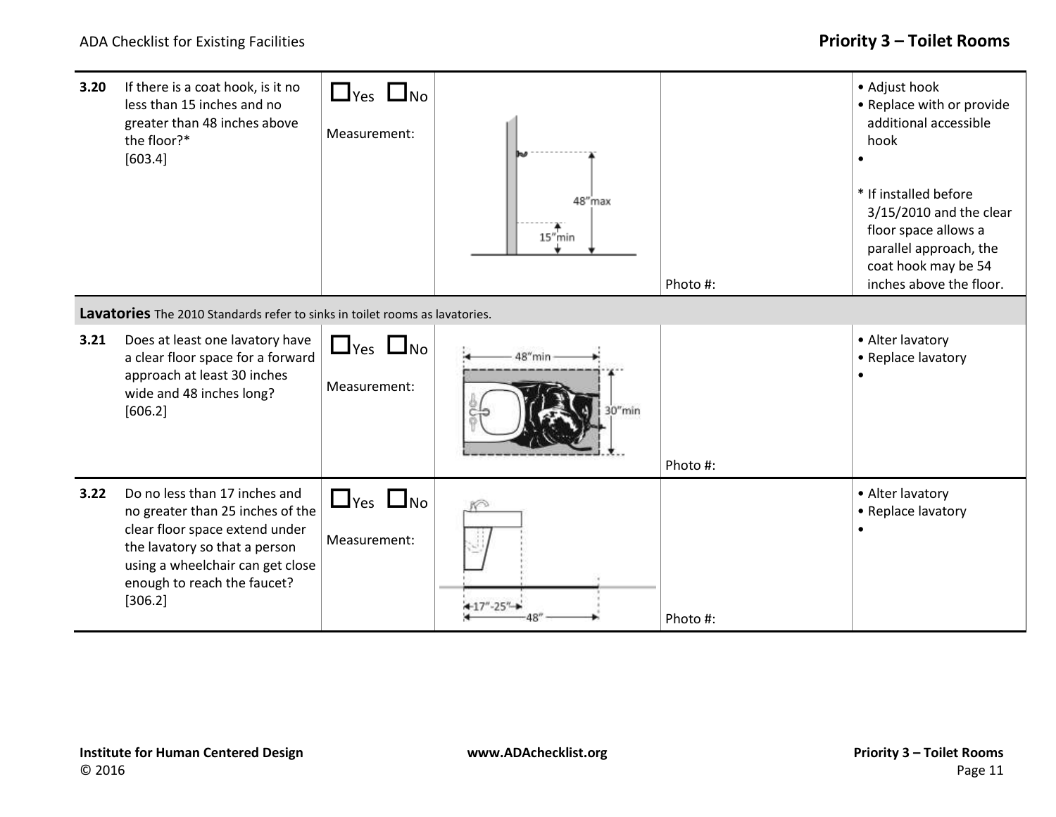| | | | | | |
|---|---|---|---|---|---|
| **3.20** | If there is a coat hook, is it no less than 15 inches and no greater than 48 inches above the floor?* [603.4] | ☐Yes ☐No<br>Measurement: | 48"max<br>15"min | Photo #: | • Adjust hook<br>• Replace with or provide additional accessible hook<br>•<br><br>* If installed before 3/15/2010 and the clear floor space allows a parallel approach, the coat hook may be 54 inches above the floor. |
| **Lavatories** The 2010 Standards refer to sinks in toilet rooms as lavatories. | | | | | |
| **3.21** | Does at least one lavatory have a clear floor space for a forward approach at least 30 inches wide and 48 inches long? [606.2] | ☐Yes ☐No<br>Measurement: | 48"min<br>30"min | Photo #: | • Alter lavatory<br>• Replace lavatory<br>• |
| **3.22** | Do no less than 17 inches and no greater than 25 inches of the clear floor space extend under the lavatory so that a person using a wheelchair can get close enough to reach the faucet? [306.2] | ☐Yes ☐No<br>Measurement: | 17"-25"<br>48" | Photo #: | • Alter lavatory<br>• Replace lavatory<br>• |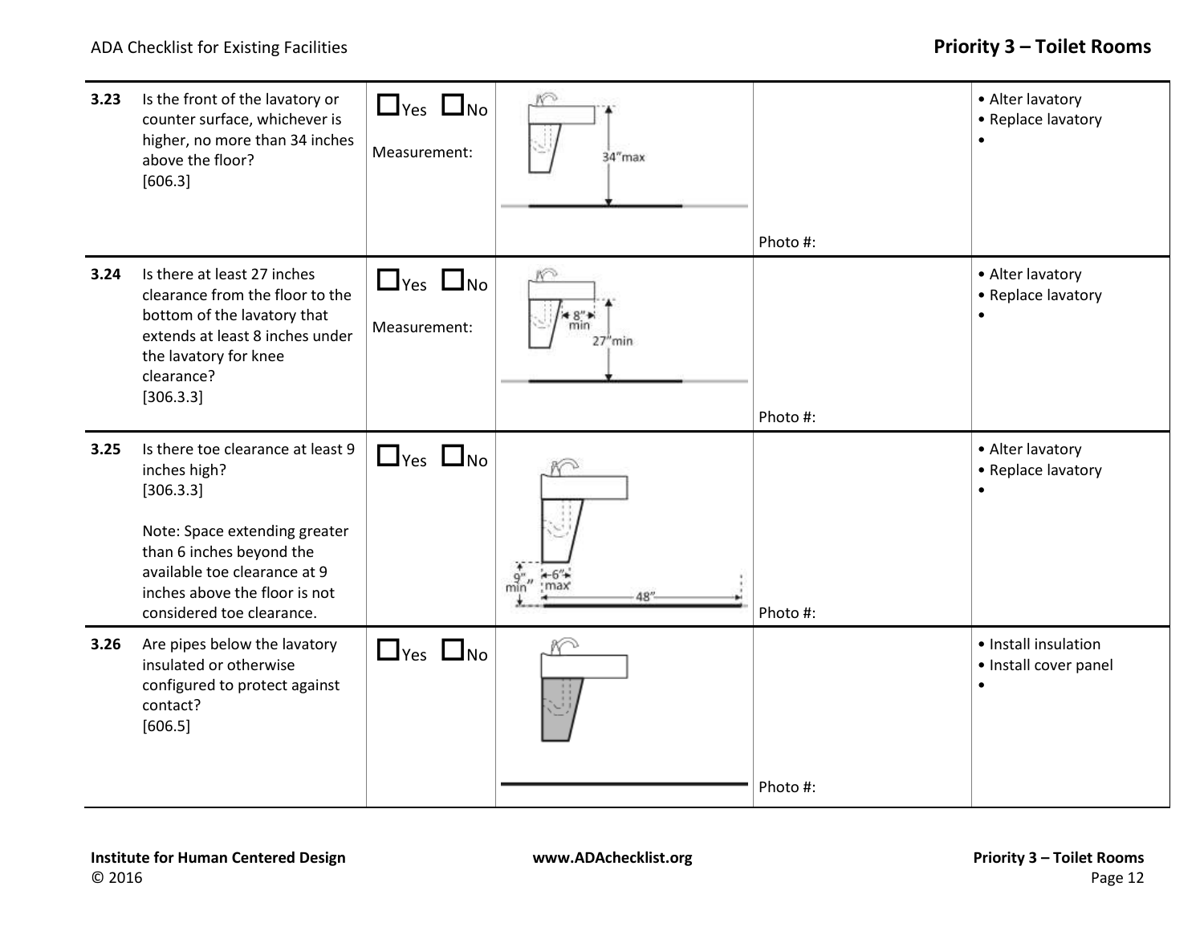| | | | | | |
|---|---|---|---|---|---|
| 3.23 | Is the front of the lavatory or counter surface, whichever is higher, no more than 34 inches above the floor? [606.3] | ☐Yes ☐No Measurement: | 34" max | Photo #: | • Alter lavatory • Replace lavatory • |
| 3.24 | Is there at least 27 inches clearance from the floor to the bottom of the lavatory that extends at least 8 inches under the lavatory for knee clearance? [306.3.3] | ☐Yes ☐No Measurement: | 8" min 27" min | Photo #: | • Alter lavatory • Replace lavatory • |
| 3.25 | Is there toe clearance at least 9 inches high? [306.3.3] Note: Space extending greater than 6 inches beyond the available toe clearance at 9 inches above the floor is not considered toe clearance. | ☐Yes ☐No | 9" min 6" max 48" | Photo #: | • Alter lavatory • Replace lavatory • |
| 3.26 | Are pipes below the lavatory insulated or otherwise configured to protect against contact? [606.5] | ☐Yes ☐No | | Photo #: | • Install insulation • Install cover panel • |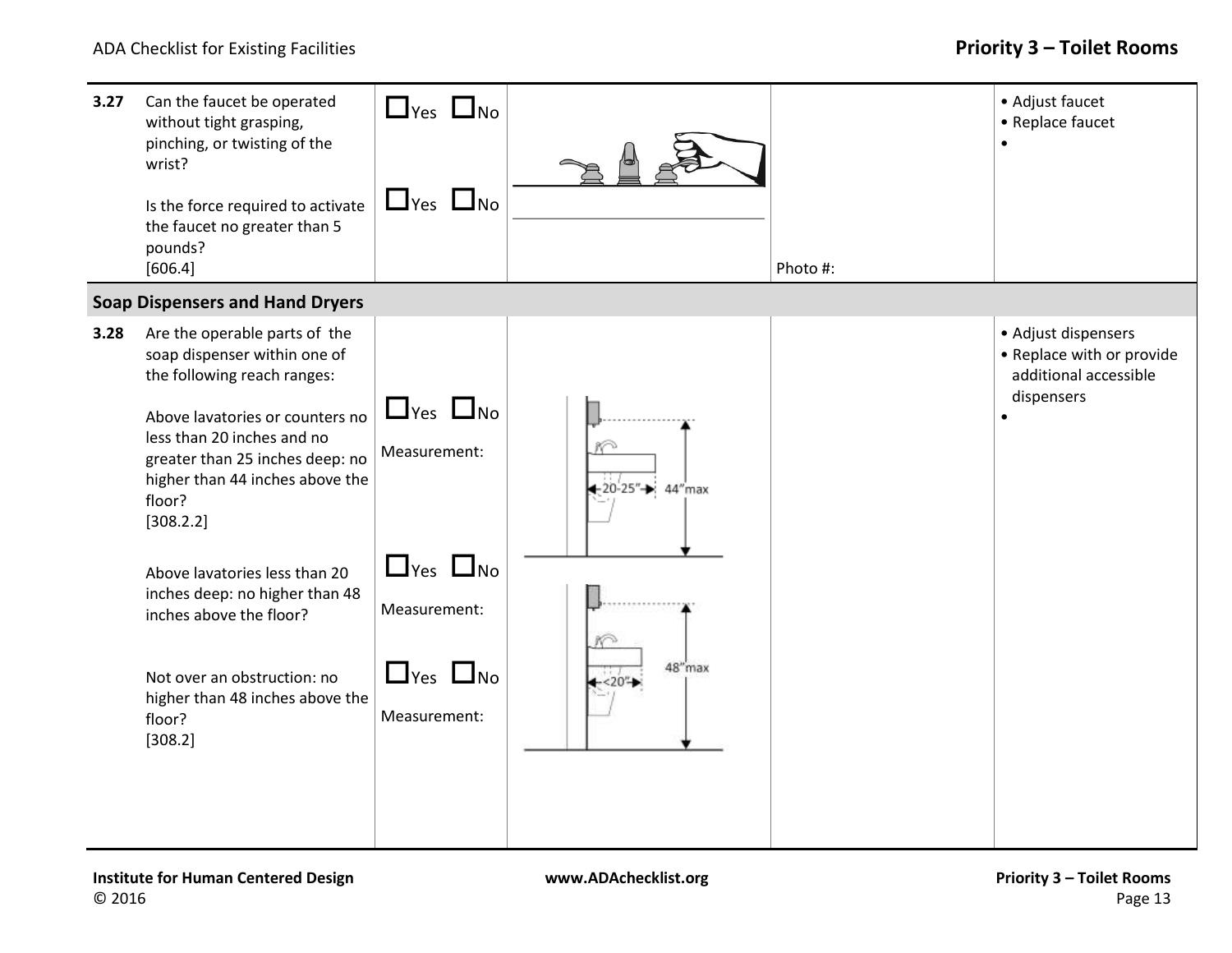| | | | | | |
|---|---|---|---|---|---|
| **3.27** | Can the faucet be operated without tight grasping, pinching, or twisting of the wrist?<br><br>Is the force required to activate the faucet no greater than 5 pounds?<br>[606.4] | ☐Yes ☐No<br><br>☐Yes ☐No | | Photo #: | • Adjust faucet<br>• Replace faucet<br>• |
| **Soap Dispensers and Hand Dryers** | | | | | |
| **3.28** | Are the operable parts of the soap dispenser within one of the following reach ranges:<br><br>Above lavatories or counters no less than 20 inches and no greater than 25 inches deep: no higher than 44 inches above the floor?<br>[308.2.2]<br><br>Above lavatories less than 20 inches deep: no higher than 48 inches above the floor?<br><br>Not over an obstruction: no higher than 48 inches above the floor?<br>[308.2] | ☐Yes ☐No<br>Measurement:<br><br>☐Yes ☐No<br>Measurement:<br><br>☐Yes ☐No<br>Measurement: | 20-25" 44"max<br><br><20" 48"max | | • Adjust dispensers<br>• Replace with or provide additional accessible dispensers<br>• |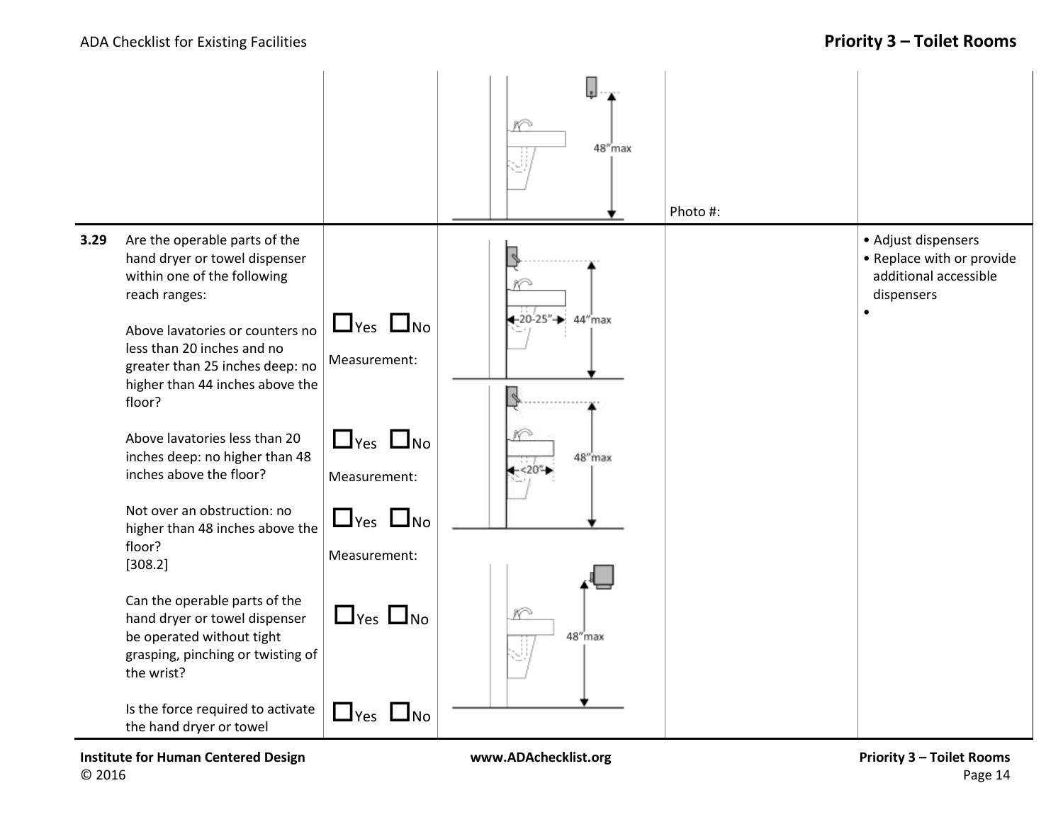| | | | | | |
|---|---|---|---|---|---|
| | | | 48" max | Photo #: | |
| **3.29** | Are the operable parts of the hand dryer or towel dispenser within one of the following reach ranges:<br><br>Above lavatories or counters no less than 20 inches and no greater than 25 inches deep: no higher than 44 inches above the floor?<br><br>Above lavatories less than 20 inches deep: no higher than 48 inches above the floor?<br><br>Not over an obstruction: no higher than 48 inches above the floor?<br>[308.2]<br><br>Can the operable parts of the hand dryer or towel dispenser be operated without tight grasping, pinching or twisting of the wrist?<br><br>Is the force required to activate the hand dryer or towel | ☐Yes ☐No<br>Measurement:<br><br>☐Yes ☐No<br>Measurement:<br><br>☐Yes ☐No<br>Measurement:<br><br>☐Yes ☐No<br><br>☐Yes ☐No | 20-25" 44" max<br><br><20" 48" max<br><br>48" max | | • Adjust dispensers<br>• Replace with or provide additional accessible dispensers<br>• |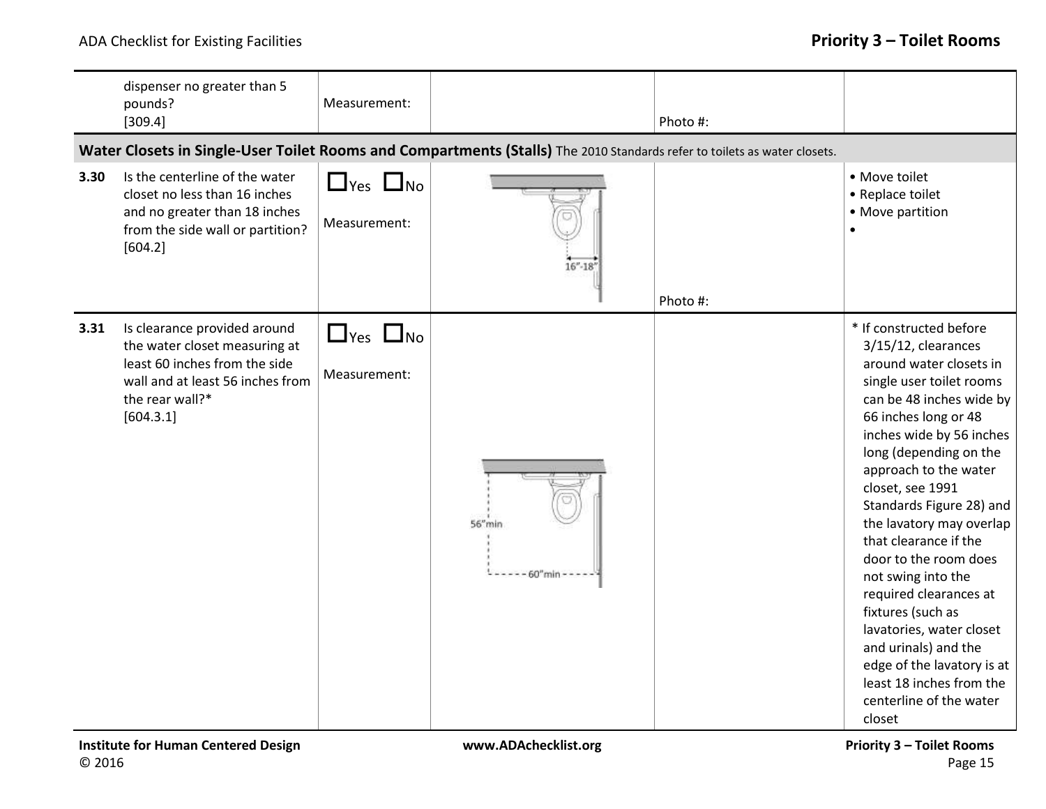| | | | | | |
|---|---|---|---|---|---|
| | dispenser no greater than 5 pounds? [309.4] | Measurement: | | Photo #: | |
| **Water Closets in Single-User Toilet Rooms and Compartments (Stalls)** The 2010 Standards refer to toilets as water closets. | | | | | |
| **3.30** | Is the centerline of the water closet no less than 16 inches and no greater than 18 inches from the side wall or partition? [604.2] | ☐Yes ☐No<br><br>Measurement: | 16"-18" | Photo #: | • Move toilet<br>• Replace toilet<br>• Move partition<br>• |
| **3.31** | Is clearance provided around the water closet measuring at least 60 inches from the side wall and at least 56 inches from the rear wall?* [604.3.1] | ☐Yes ☐No<br><br>Measurement: | 56"min<br>60"min | | * If constructed before 3/15/12, clearances around water closets in single user toilet rooms can be 48 inches wide by 66 inches long or 48 inches wide by 56 inches long (depending on the approach to the water closet, see 1991 Standards Figure 28) and the lavatory may overlap that clearance if the door to the room does not swing into the required clearances at fixtures (such as lavatories, water closet and urinals) and the edge of the lavatory is at least 18 inches from the centerline of the water closet |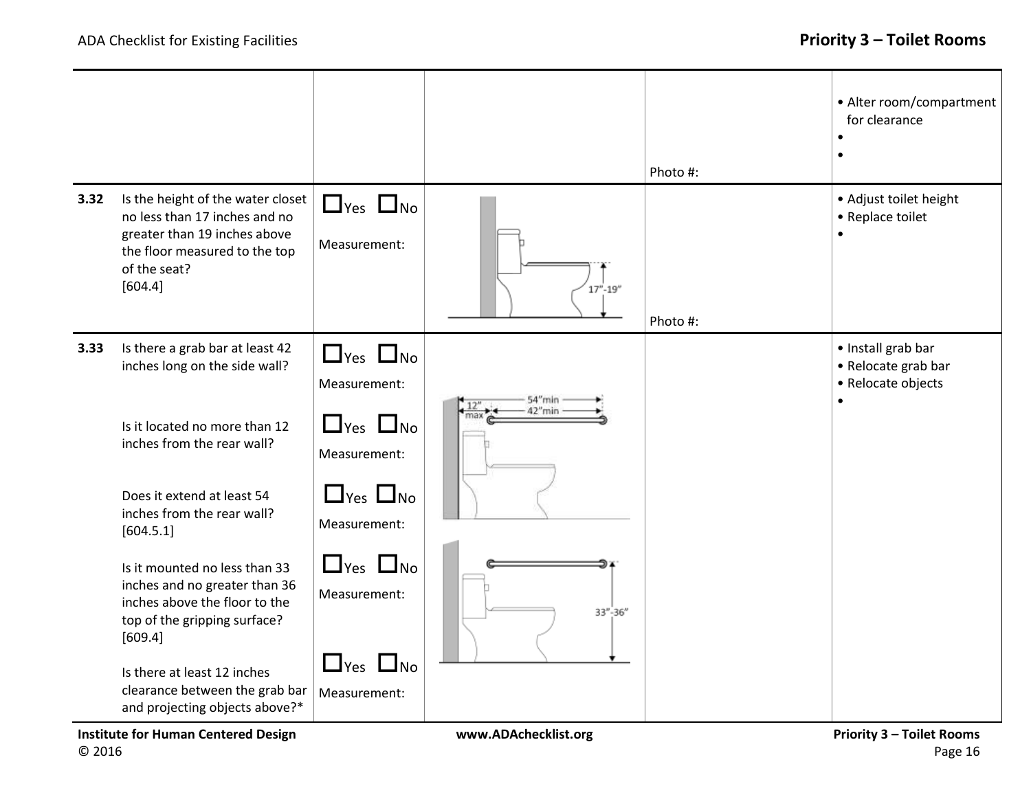| | | | | | |
|---|---|---|---|---|---|
| | | | | Photo #: | • Alter room/compartment for clearance<br>•<br>• |
| **3.32** | Is the height of the water closet no less than 17 inches and no greater than 19 inches above the floor measured to the top of the seat?<br>[604.4] | ☐Yes ☐No<br>Measurement: | 17"-19" | Photo #: | • Adjust toilet height<br>• Replace toilet<br>• |
| **3.33** | Is there a grab bar at least 42 inches long on the side wall?<br><br>Is it located no more than 12 inches from the rear wall?<br><br>Does it extend at least 54 inches from the rear wall?<br>[604.5.1]<br><br>Is it mounted no less than 33 inches and no greater than 36 inches above the floor to the top of the gripping surface?<br>[609.4]<br><br>Is there at least 12 inches clearance between the grab bar and projecting objects above?* | ☐Yes ☐No<br>Measurement:<br><br>☐Yes ☐No<br>Measurement:<br><br>☐Yes ☐No<br>Measurement:<br><br>☐Yes ☐No<br>Measurement:<br><br>☐Yes ☐No<br>Measurement: | 12" max; 42"min; 54"min<br>33"-36" | | • Install grab bar<br>• Relocate grab bar<br>• Relocate objects<br>• |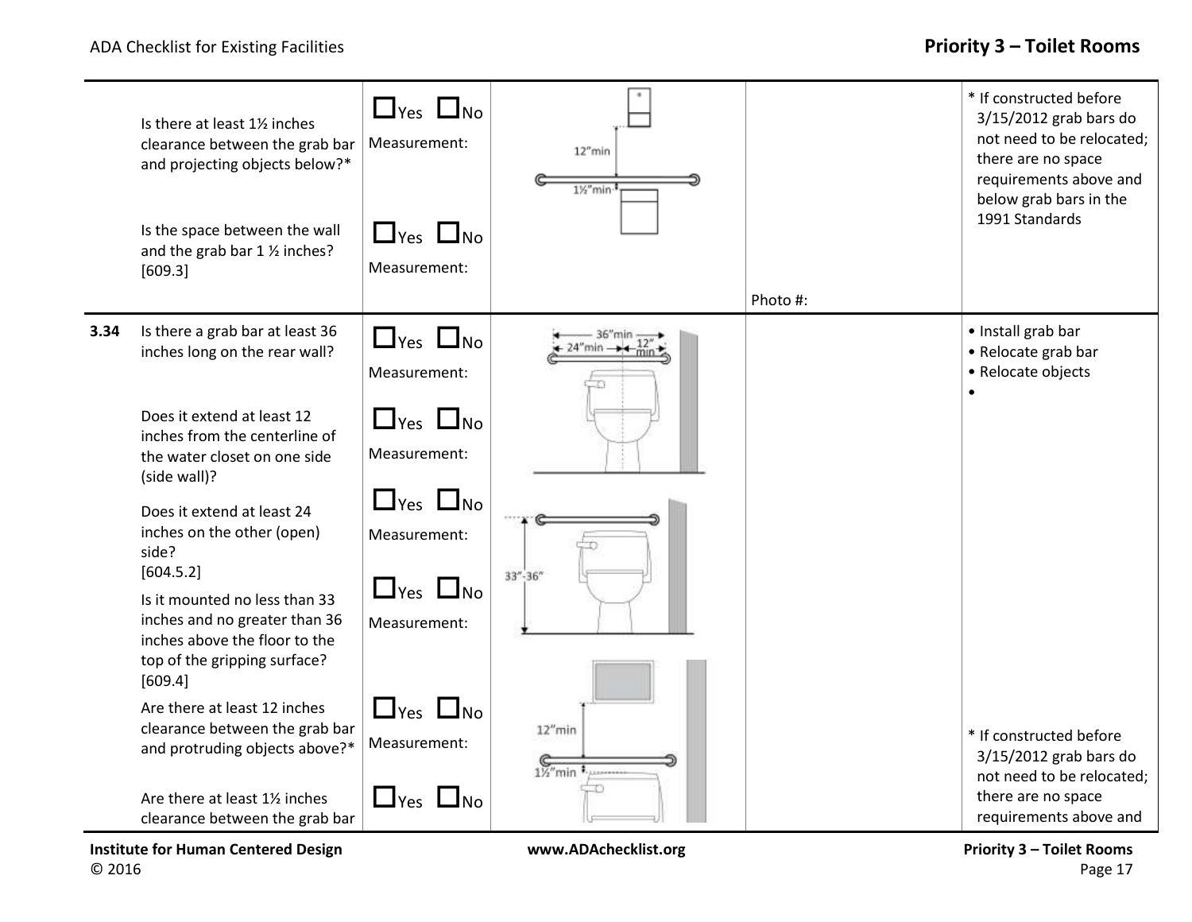| | Question | Yes/No / Measurement | Diagram | Photo | Notes |
|---|---|---|---|---|---|
| | Is there at least 1½ inches clearance between the grab bar and projecting objects below?* | ☐Yes ☐No Measurement: | 12"min 1½"min | | * If constructed before 3/15/2012 grab bars do not need to be relocated; there are no space requirements above and below grab bars in the 1991 Standards |
| | Is the space between the wall and the grab bar 1 ½ inches? [609.3] | ☐Yes ☐No Measurement: | | Photo #: | |
| **3.34** | Is there a grab bar at least 36 inches long on the rear wall? | ☐Yes ☐No Measurement: | 36"min 24"min 12" min | | • Install grab bar • Relocate grab bar • Relocate objects • |
| | Does it extend at least 12 inches from the centerline of the water closet on one side (side wall)? | ☐Yes ☐No Measurement: | | | |
| | Does it extend at least 24 inches on the other (open) side? [604.5.2] | ☐Yes ☐No Measurement: | 33"-36" | | |
| | Is it mounted no less than 33 inches and no greater than 36 inches above the floor to the top of the gripping surface? [609.4] | ☐Yes ☐No Measurement: | | | |
| | Are there at least 12 inches clearance between the grab bar and protruding objects above?* | ☐Yes ☐No Measurement: | 12"min 1½"min | | * If constructed before 3/15/2012 grab bars do not need to be relocated; there are no space requirements above and |
| | Are there at least 1½ inches clearance between the grab bar | ☐Yes ☐No | | | |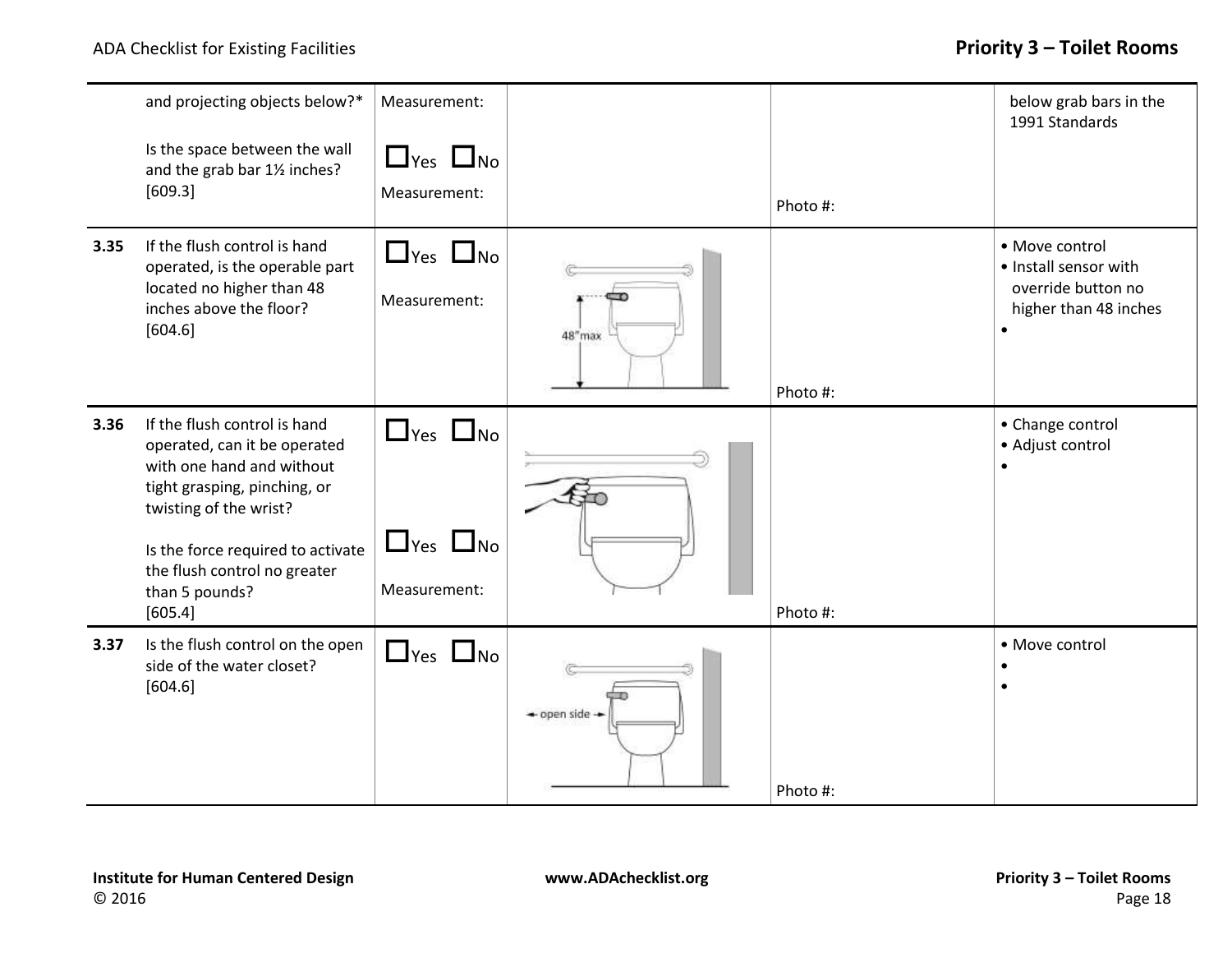| | | | | | |
|---|---|---|---|---|---|
| | and projecting objects below?*<br><br>Is the space between the wall and the grab bar 1½ inches?<br>[609.3] | Measurement:<br><br>☐Yes ☐No<br>Measurement: | | Photo #: | below grab bars in the 1991 Standards |
| **3.35** | If the flush control is hand operated, is the operable part located no higher than 48 inches above the floor?<br>[604.6] | ☐Yes ☐No<br>Measurement: | 48" max | Photo #: | • Move control<br>• Install sensor with override button no higher than 48 inches<br>• |
| **3.36** | If the flush control is hand operated, can it be operated with one hand and without tight grasping, pinching, or twisting of the wrist?<br><br>Is the force required to activate the flush control no greater than 5 pounds?<br>[605.4] | ☐Yes ☐No<br><br>☐Yes ☐No<br>Measurement: | | Photo #: | • Change control<br>• Adjust control<br>• |
| **3.37** | Is the flush control on the open side of the water closet?<br>[604.6] | ☐Yes ☐No | open side | Photo #: | • Move control<br>•<br>• |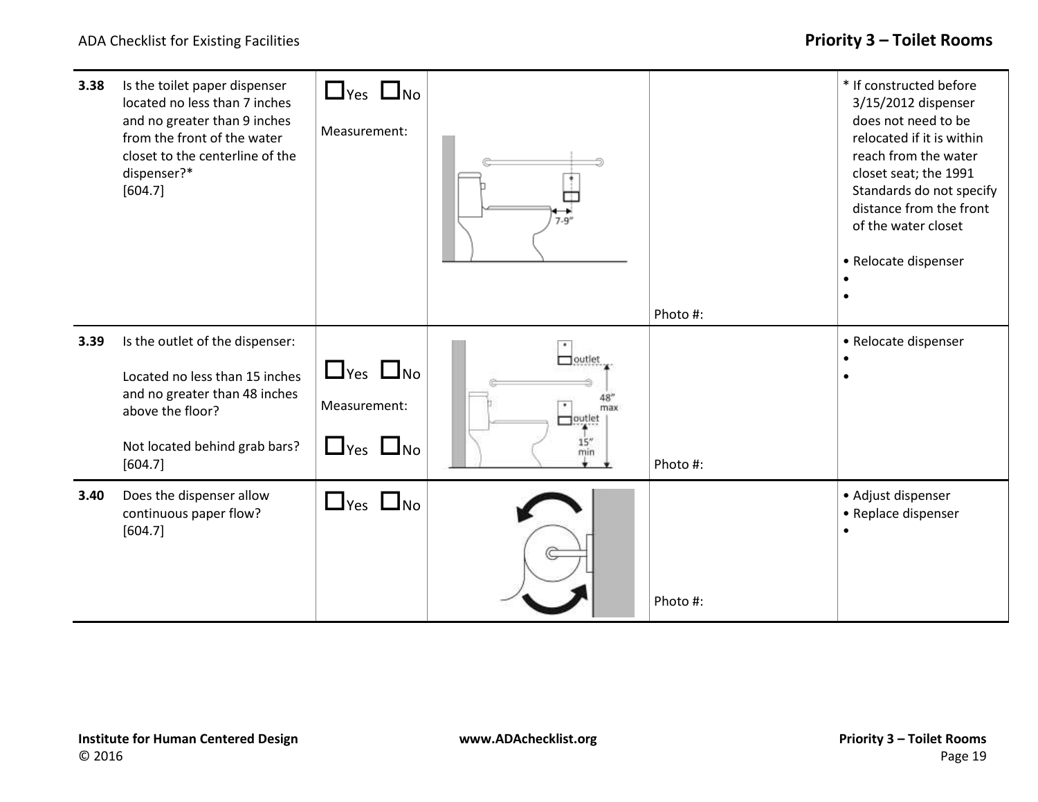| | | | | | |
|---|---|---|---|---|---|
| **3.38** | Is the toilet paper dispenser located no less than 7 inches and no greater than 9 inches from the front of the water closet to the centerline of the dispenser?* [604.7] | ☐Yes ☐No<br><br>Measurement: | 7-9" | Photo #: | * If constructed before 3/15/2012 dispenser does not need to be relocated if it is within reach from the water closet seat; the 1991 Standards do not specify distance from the front of the water closet<br><br>• Relocate dispenser<br>•<br>• |
| **3.39** | Is the outlet of the dispenser:<br><br>Located no less than 15 inches and no greater than 48 inches above the floor?<br><br>Not located behind grab bars? [604.7] | ☐Yes ☐No<br><br>Measurement:<br><br>☐Yes ☐No | outlet 48" max outlet 15" min | Photo #: | • Relocate dispenser<br>•<br>• |
| **3.40** | Does the dispenser allow continuous paper flow? [604.7] | ☐Yes ☐No | | Photo #: | • Adjust dispenser<br>• Replace dispenser<br>• |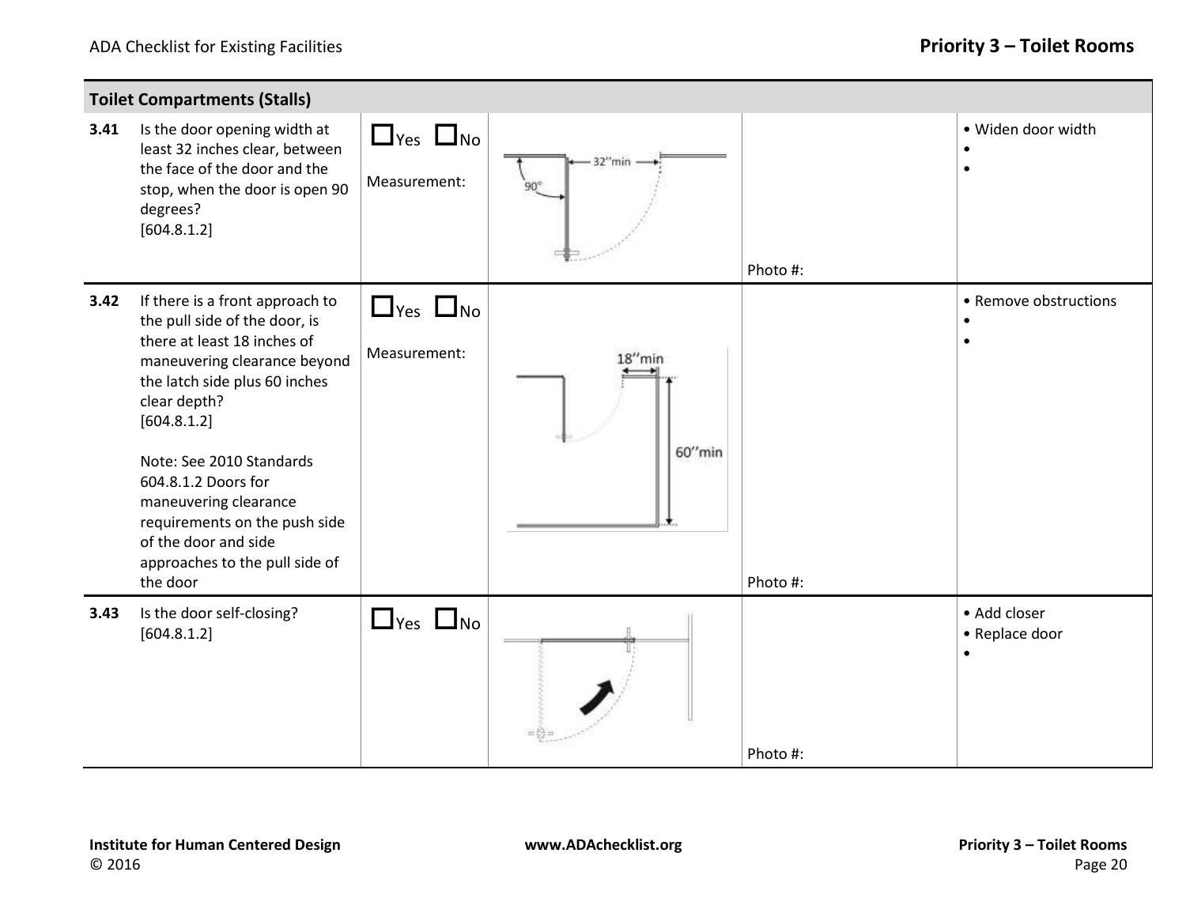| Toilet Compartments (Stalls) | | | | | |
|---|---|---|---|---|---|
| **3.41** | Is the door opening width at least 32 inches clear, between the face of the door and the stop, when the door is open 90 degrees? [604.8.1.2] | ☐Yes ☐No<br>Measurement: | 32"min 90° | Photo #: | • Widen door width<br>•<br>• |
| **3.42** | If there is a front approach to the pull side of the door, is there at least 18 inches of maneuvering clearance beyond the latch side plus 60 inches clear depth? [604.8.1.2]<br><br>Note: See 2010 Standards 604.8.1.2 Doors for maneuvering clearance requirements on the push side of the door and side approaches to the pull side of the door | ☐Yes ☐No<br>Measurement: | 18"min 60"min | Photo #: | • Remove obstructions<br>•<br>• |
| **3.43** | Is the door self-closing? [604.8.1.2] | ☐Yes ☐No | | Photo #: | • Add closer<br>• Replace door<br>• |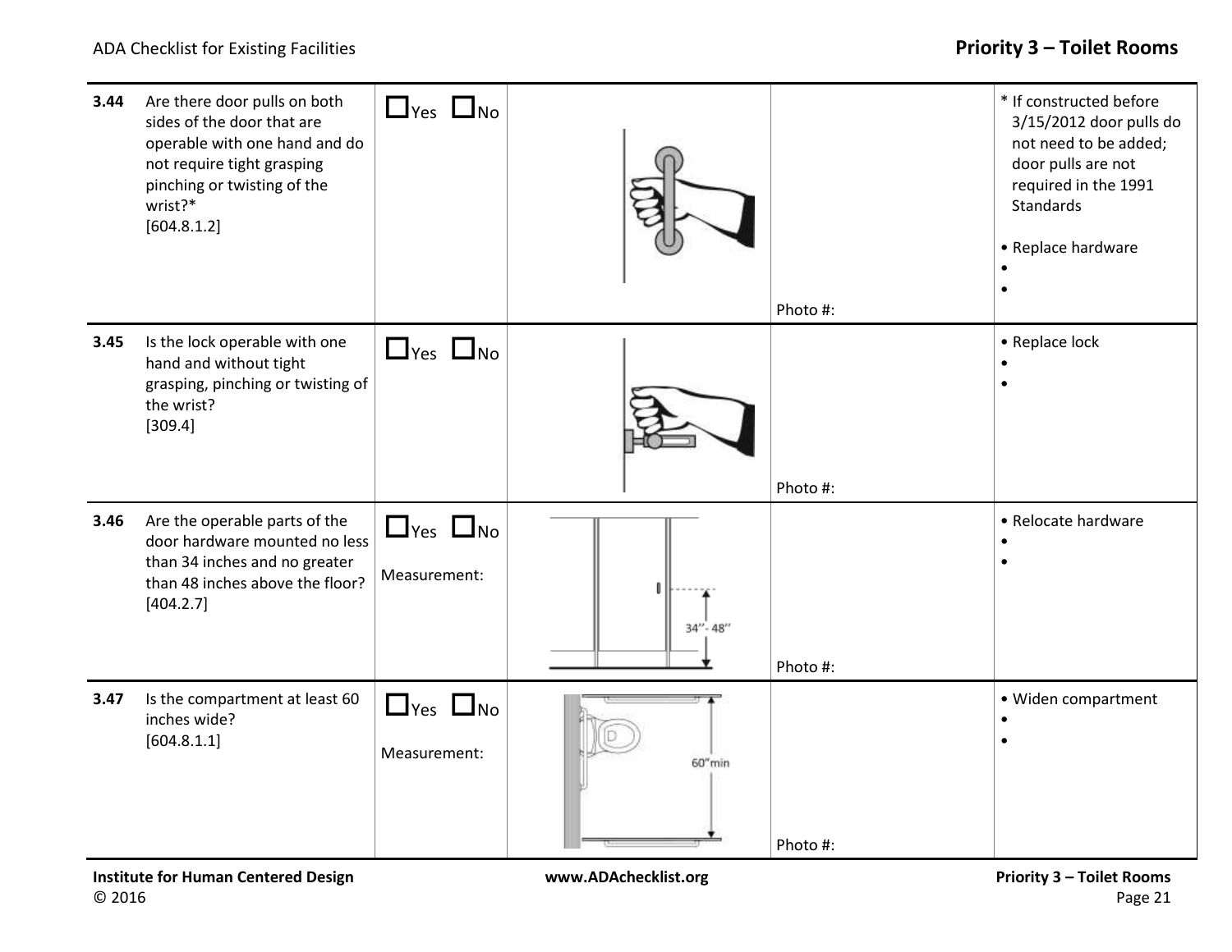## Priority 3 – Toilet Rooms

| # | Question | Yes/No | Illustration | Photo | Notes |
|---|---|---|---|---|---|
| 3.44 | Are there door pulls on both sides of the door that are operable with one hand and do not require tight grasping pinching or twisting of the wrist?* [604.8.1.2] | ☐Yes ☐No | | Photo #: | * If constructed before 3/15/2012 door pulls do not need to be added; door pulls are not required in the 1991 Standards<br><br>• Replace hardware<br>•<br>• |
| 3.45 | Is the lock operable with one hand and without tight grasping, pinching or twisting of the wrist? [309.4] | ☐Yes ☐No | | Photo #: | • Replace lock<br>•<br>• |
| 3.46 | Are the operable parts of the door hardware mounted no less than 34 inches and no greater than 48 inches above the floor? [404.2.7] | ☐Yes ☐No<br><br>Measurement: | 34"- 48" | Photo #: | • Relocate hardware<br>•<br>• |
| 3.47 | Is the compartment at least 60 inches wide? [604.8.1.1] | ☐Yes ☐No<br><br>Measurement: | 60"min | Photo #: | • Widen compartment<br>•<br>• |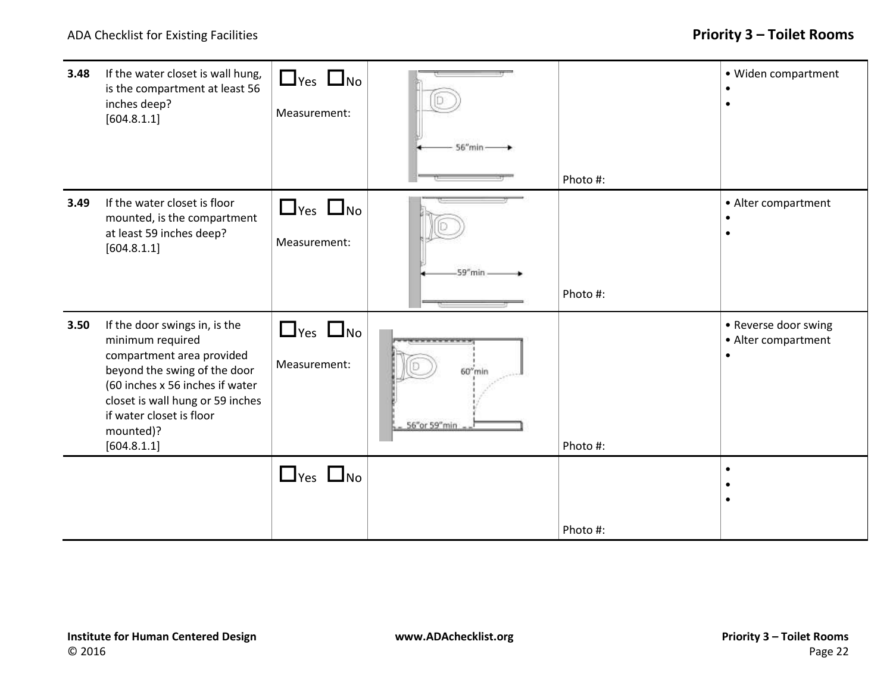| | | | | | |
|---|---|---|---|---|---|
| **3.48** | If the water closet is wall hung, is the compartment at least 56 inches deep? [604.8.1.1] | ☐Yes ☐No<br>Measurement: | 56"min | Photo #: | • Widen compartment<br>•<br>• |
| **3.49** | If the water closet is floor mounted, is the compartment at least 59 inches deep? [604.8.1.1] | ☐Yes ☐No<br>Measurement: | 59"min | Photo #: | • Alter compartment<br>•<br>• |
| **3.50** | If the door swings in, is the minimum required compartment area provided beyond the swing of the door (60 inches x 56 inches if water closet is wall hung or 59 inches if water closet is floor mounted)? [604.8.1.1] | ☐Yes ☐No<br>Measurement: | 60"min<br>56"or 59"min | Photo #: | • Reverse door swing<br>• Alter compartment<br>• |
| | | ☐Yes ☐No | | Photo #: | •<br>•<br>• |